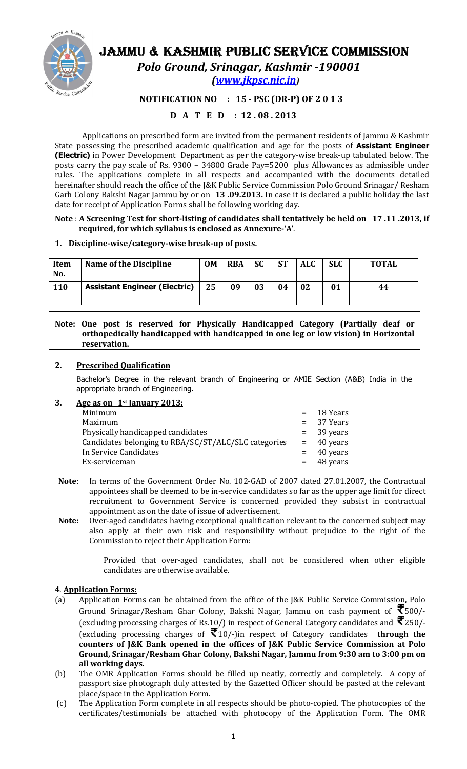# JAMMU & KASHMIR PUBLIC SERVICE COMMISSION

*Polo Ground, Srinagar, Kashmir -190001*

*(www.jkpsc.nic.in)*

**NOTIFICATION NO : 15 - PSC (DR-P) OF 2 0 1 3**

**D A T E D : 12 . 08 . 2013**

Applications on prescribed form are invited from the permanent residents of Jammu & Kashmir State possessing the prescribed academic qualification and age for the posts of **Assistant Engineer (Electric)** in Power Development Department as per the category-wise break-up tabulated below. The posts carry the pay scale of Rs. 9300 – 34800 Grade Pay=5200 plus Allowances as admissible under rules. The applications complete in all respects and accompanied with the documents detailed hereinafter should reach the office of the J&K Public Service Commission Polo Ground Srinagar/ Resham Garh Colony Bakshi Nagar Jammu by or on **13 .09.2013.** In case it is declared a public holiday the last date for receipt of Application Forms shall be following working day.

**Note** : **A Screening Test for short-listing of candidates shall tentatively be held on 17 .11 .2013, if required, for which syllabus is enclosed as Annexure-'A'**.

## 1. Discipline-wise/category-wise break-up of posts.

| Item No. | Name of the Discipline | OM | RBA | SC | ST | ALC | SLC | TOTAL |
|---|---|---|---|---|---|---|---|---|
| 110 | Assistant Engineer (Electric) | 25 | 09 | 03 | 04 | 02 | 01 | 44 |

**Note: One post is reserved for Physically Handicapped Category (Partially deaf or orthopedically handicapped with handicapped in one leg or low vision) in Horizontal reservation.**

## 2. Prescribed Qualification

Bachelor's Degree in the relevant branch of Engineering or AMIE Section (A&B) India in the appropriate branch of Engineering.

## 3. Age as on 1st January 2013:

| | | |
|---|---|---|
| Minimum | = | 18 Years |
| Maximum | = | 37 Years |
| Physically handicapped candidates | = | 39 years |
| Candidates belonging to RBA/SC/ST/ALC/SLC categories | = | 40 years |
| In Service Candidates | = | 40 years |
| Ex-serviceman | = | 48 years |

**Note**: In terms of the Government Order No. 102-GAD of 2007 dated 27.01.2007, the Contractual appointees shall be deemed to be in-service candidates so far as the upper age limit for direct recruitment to Government Service is concerned provided they subsist in contractual appointment as on the date of issue of advertisement.

**Note:** Over-aged candidates having exceptional qualification relevant to the concerned subject may also apply at their own risk and responsibility without prejudice to the right of the Commission to reject their Application Form:

Provided that over-aged candidates, shall not be considered when other eligible candidates are otherwise available.

## 4. Application Forms:

(a) Application Forms can be obtained from the office of the J&K Public Service Commission, Polo Ground Srinagar/Resham Ghar Colony, Bakshi Nagar, Jammu on cash payment of ₹500/- (excluding processing charges of Rs.10/) in respect of General Category candidates and ₹250/- (excluding processing charges of ₹10/-)in respect of Category candidates **through the counters of J&K Bank opened in the offices of J&K Public Service Commission at Polo Ground, Srinagar/Resham Ghar Colony, Bakshi Nagar, Jammu from 9:30 am to 3:00 pm on all working days.**

(b) The OMR Application Forms should be filled up neatly, correctly and completely. A copy of passport size photograph duly attested by the Gazetted Officer should be pasted at the relevant place/space in the Application Form.

(c) The Application Form complete in all respects should be photo-copied. The photocopies of the certificates/testimonials be attached with photocopy of the Application Form. The OMR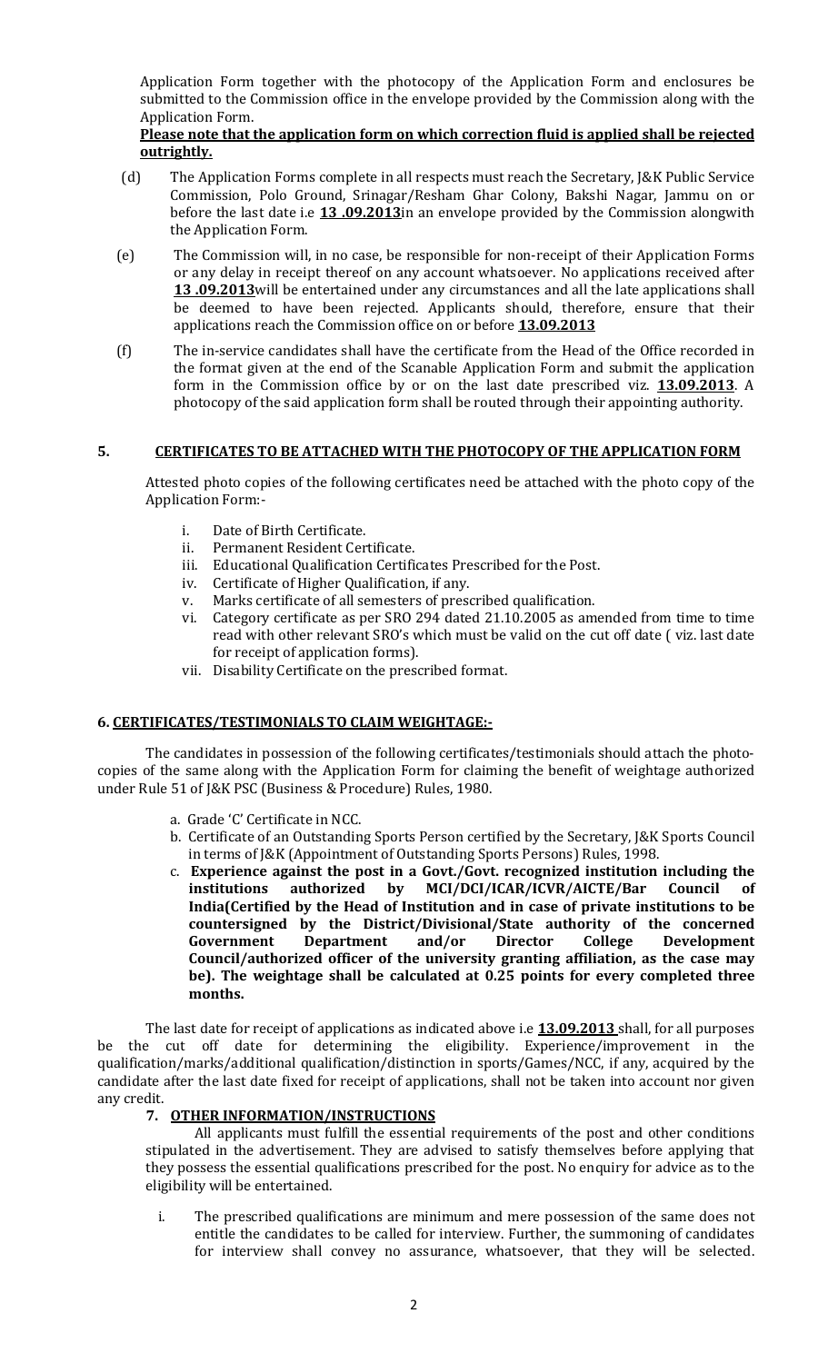Application Form together with the photocopy of the Application Form and enclosures be submitted to the Commission office in the envelope provided by the Commission along with the Application Form.

**Please note that the application form on which correction fluid is applied shall be rejected outrightly.**

(d) The Application Forms complete in all respects must reach the Secretary, J&K Public Service Commission, Polo Ground, Srinagar/Resham Ghar Colony, Bakshi Nagar, Jammu on or before the last date i.e **13 .09.2013**in an envelope provided by the Commission alongwith the Application Form.

(e) The Commission will, in no case, be responsible for non-receipt of their Application Forms or any delay in receipt thereof on any account whatsoever. No applications received after **13 .09.2013**will be entertained under any circumstances and all the late applications shall be deemed to have been rejected. Applicants should, therefore, ensure that their applications reach the Commission office on or before **13.09.2013**

(f) The in-service candidates shall have the certificate from the Head of the Office recorded in the format given at the end of the Scanable Application Form and submit the application form in the Commission office by or on the last date prescribed viz. **13.09.2013**. A photocopy of the said application form shall be routed through their appointing authority.

## 5. CERTIFICATES TO BE ATTACHED WITH THE PHOTOCOPY OF THE APPLICATION FORM

Attested photo copies of the following certificates need be attached with the photo copy of the Application Form:-

i. Date of Birth Certificate.
ii. Permanent Resident Certificate.
iii. Educational Qualification Certificates Prescribed for the Post.
iv. Certificate of Higher Qualification, if any.
v. Marks certificate of all semesters of prescribed qualification.
vi. Category certificate as per SRO 294 dated 21.10.2005 as amended from time to time read with other relevant SRO's which must be valid on the cut off date ( viz. last date for receipt of application forms).
vii. Disability Certificate on the prescribed format.

## 6. CERTIFICATES/TESTIMONIALS TO CLAIM WEIGHTAGE:-

The candidates in possession of the following certificates/testimonials should attach the photo-copies of the same along with the Application Form for claiming the benefit of weightage authorized under Rule 51 of J&K PSC (Business & Procedure) Rules, 1980.

a. Grade 'C' Certificate in NCC.
b. Certificate of an Outstanding Sports Person certified by the Secretary, J&K Sports Council in terms of J&K (Appointment of Outstanding Sports Persons) Rules, 1998.
c. **Experience against the post in a Govt./Govt. recognized institution including the institutions authorized by MCI/DCI/ICAR/ICVR/AICTE/Bar Council of India(Certified by the Head of Institution and in case of private institutions to be countersigned by the District/Divisional/State authority of the concerned Government Department and/or Director College Development Council/authorized officer of the university granting affiliation, as the case may be). The weightage shall be calculated at 0.25 points for every completed three months.**

The last date for receipt of applications as indicated above i.e **13.09.2013** shall, for all purposes be the cut off date for determining the eligibility. Experience/improvement in the qualification/marks/additional qualification/distinction in sports/Games/NCC, if any, acquired by the candidate after the last date fixed for receipt of applications, shall not be taken into account nor given any credit.

## 7. OTHER INFORMATION/INSTRUCTIONS

All applicants must fulfill the essential requirements of the post and other conditions stipulated in the advertisement. They are advised to satisfy themselves before applying that they possess the essential qualifications prescribed for the post. No enquiry for advice as to the eligibility will be entertained.

i. The prescribed qualifications are minimum and mere possession of the same does not entitle the candidates to be called for interview. Further, the summoning of candidates for interview shall convey no assurance, whatsoever, that they will be selected.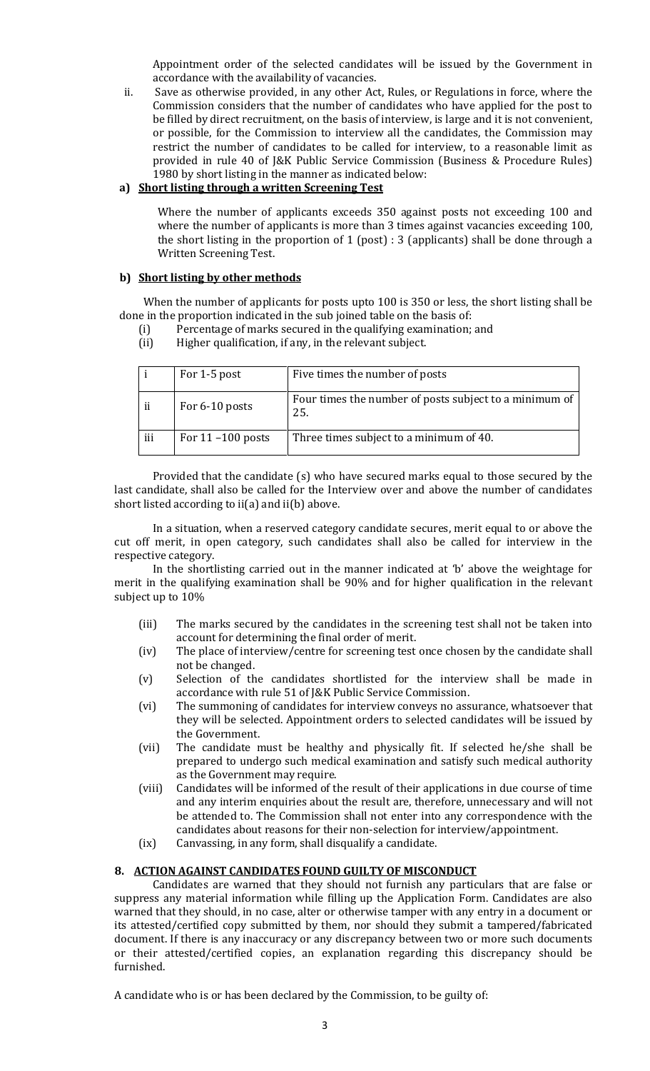Appointment order of the selected candidates will be issued by the Government in accordance with the availability of vacancies.

ii. Save as otherwise provided, in any other Act, Rules, or Regulations in force, where the Commission considers that the number of candidates who have applied for the post to be filled by direct recruitment, on the basis of interview, is large and it is not convenient, or possible, for the Commission to interview all the candidates, the Commission may restrict the number of candidates to be called for interview, to a reasonable limit as provided in rule 40 of J&K Public Service Commission (Business & Procedure Rules) 1980 by short listing in the manner as indicated below:

**a) Short listing through a written Screening Test**

Where the number of applicants exceeds 350 against posts not exceeding 100 and where the number of applicants is more than 3 times against vacancies exceeding 100, the short listing in the proportion of 1 (post) : 3 (applicants) shall be done through a Written Screening Test.

**b) Short listing by other methods**

When the number of applicants for posts upto 100 is 350 or less, the short listing shall be done in the proportion indicated in the sub joined table on the basis of:

(i) Percentage of marks secured in the qualifying examination; and
(ii) Higher qualification, if any, in the relevant subject.

| | | |
|---|---|---|
| i | For 1-5 post | Five times the number of posts |
| ii | For 6-10 posts | Four times the number of posts subject to a minimum of 25. |
| iii | For 11 –100 posts | Three times subject to a minimum of 40. |

Provided that the candidate (s) who have secured marks equal to those secured by the last candidate, shall also be called for the Interview over and above the number of candidates short listed according to ii(a) and ii(b) above.

In a situation, when a reserved category candidate secures, merit equal to or above the cut off merit, in open category, such candidates shall also be called for interview in the respective category.

In the shortlisting carried out in the manner indicated at 'b' above the weightage for merit in the qualifying examination shall be 90% and for higher qualification in the relevant subject up to 10%

(iii) The marks secured by the candidates in the screening test shall not be taken into account for determining the final order of merit.

(iv) The place of interview/centre for screening test once chosen by the candidate shall not be changed.

(v) Selection of the candidates shortlisted for the interview shall be made in accordance with rule 51 of J&K Public Service Commission.

(vi) The summoning of candidates for interview conveys no assurance, whatsoever that they will be selected. Appointment orders to selected candidates will be issued by the Government.

(vii) The candidate must be healthy and physically fit. If selected he/she shall be prepared to undergo such medical examination and satisfy such medical authority as the Government may require.

(viii) Candidates will be informed of the result of their applications in due course of time and any interim enquiries about the result are, therefore, unnecessary and will not be attended to. The Commission shall not enter into any correspondence with the candidates about reasons for their non-selection for interview/appointment.

(ix) Canvassing, in any form, shall disqualify a candidate.

**8. ACTION AGAINST CANDIDATES FOUND GUILTY OF MISCONDUCT**

Candidates are warned that they should not furnish any particulars that are false or suppress any material information while filling up the Application Form. Candidates are also warned that they should, in no case, alter or otherwise tamper with any entry in a document or its attested/certified copy submitted by them, nor should they submit a tampered/fabricated document. If there is any inaccuracy or any discrepancy between two or more such documents or their attested/certified copies, an explanation regarding this discrepancy should be furnished.

A candidate who is or has been declared by the Commission, to be guilty of: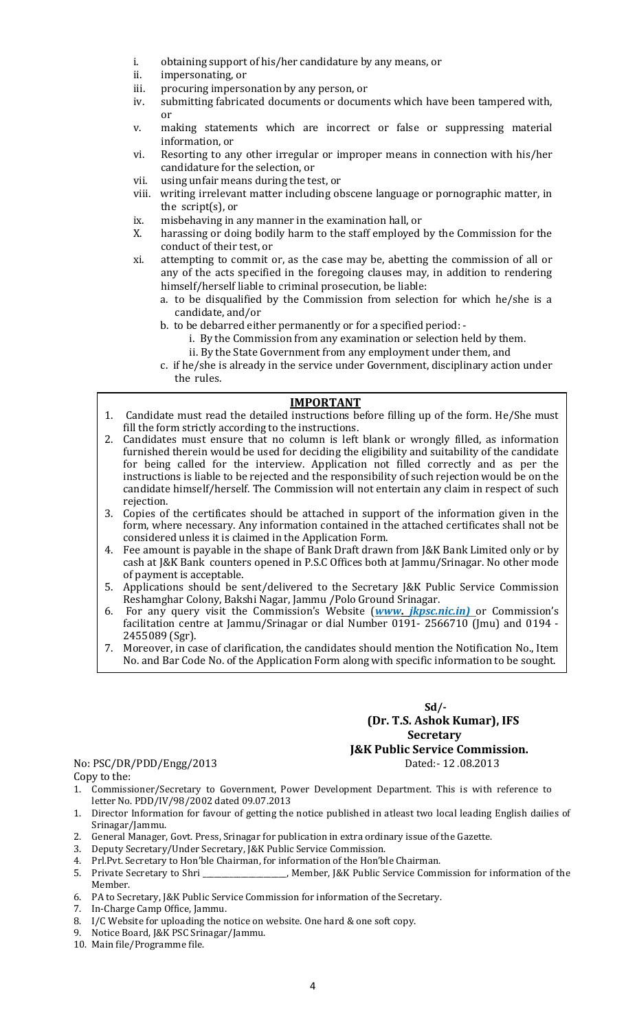i. obtaining support of his/her candidature by any means, or
ii. impersonating, or
iii. procuring impersonation by any person, or
iv. submitting fabricated documents or documents which have been tampered with, or
v. making statements which are incorrect or false or suppressing material information, or
vi. Resorting to any other irregular or improper means in connection with his/her candidature for the selection, or
vii. using unfair means during the test, or
viii. writing irrelevant matter including obscene language or pornographic matter, in the script(s), or
ix. misbehaving in any manner in the examination hall, or
X. harassing or doing bodily harm to the staff employed by the Commission for the conduct of their test, or
xi. attempting to commit or, as the case may be, abetting the commission of all or any of the acts specified in the foregoing clauses may, in addition to rendering himself/herself liable to criminal prosecution, be liable:
   a. to be disqualified by the Commission from selection for which he/she is a candidate, and/or
   b. to be debarred either permanently or for a specified period: -
      i. By the Commission from any examination or selection held by them.
      ii. By the State Government from any employment under them, and
   c. if he/she is already in the service under Government, disciplinary action under the rules.

## IMPORTANT

1. Candidate must read the detailed instructions before filling up of the form. He/She must fill the form strictly according to the instructions.
2. Candidates must ensure that no column is left blank or wrongly filled, as information furnished therein would be used for deciding the eligibility and suitability of the candidate for being called for the interview. Application not filled correctly and as per the instructions is liable to be rejected and the responsibility of such rejection would be on the candidate himself/herself. The Commission will not entertain any claim in respect of such rejection.
3. Copies of the certificates should be attached in support of the information given in the form, where necessary. Any information contained in the attached certificates shall not be considered unless it is claimed in the Application Form.
4. Fee amount is payable in the shape of Bank Draft drawn from J&K Bank Limited only or by cash at J&K Bank counters opened in P.S.C Offices both at Jammu/Srinagar. No other mode of payment is acceptable.
5. Applications should be sent/delivered to the Secretary J&K Public Service Commission Reshamghar Colony, Bakshi Nagar, Jammu /Polo Ground Srinagar.
6. For any query visit the Commission's Website (*www. jkpsc.nic.in)* or Commission's facilitation centre at Jammu/Srinagar or dial Number 0191- 2566710 (Jmu) and 0194 - 2455089 (Sgr).
7. Moreover, in case of clarification, the candidates should mention the Notification No., Item No. and Bar Code No. of the Application Form along with specific information to be sought.

**Sd/-**
**(Dr. T.S. Ashok Kumar), IFS**
**Secretary**
**J&K Public Service Commission.**

No: PSC/DR/PDD/Engg/2013 Dated:- 12 .08.2013

Copy to the:

1. Commissioner/Secretary to Government, Power Development Department. This is with reference to letter No. PDD/IV/98/2002 dated 09.07.2013
1. Director Information for favour of getting the notice published in atleast two local leading English dailies of Srinagar/Jammu.
2. General Manager, Govt. Press, Srinagar for publication in extra ordinary issue of the Gazette.
3. Deputy Secretary/Under Secretary, J&K Public Service Commission.
4. Prl.Pvt. Secretary to Hon'ble Chairman, for information of the Hon'ble Chairman.
5. Private Secretary to Shri _____________________, Member, J&K Public Service Commission for information of the Member.
6. PA to Secretary, J&K Public Service Commission for information of the Secretary.
7. In-Charge Camp Office, Jammu.
8. I/C Website for uploading the notice on website. One hard & one soft copy.
9. Notice Board, J&K PSC Srinagar/Jammu.
10. Main file/Programme file.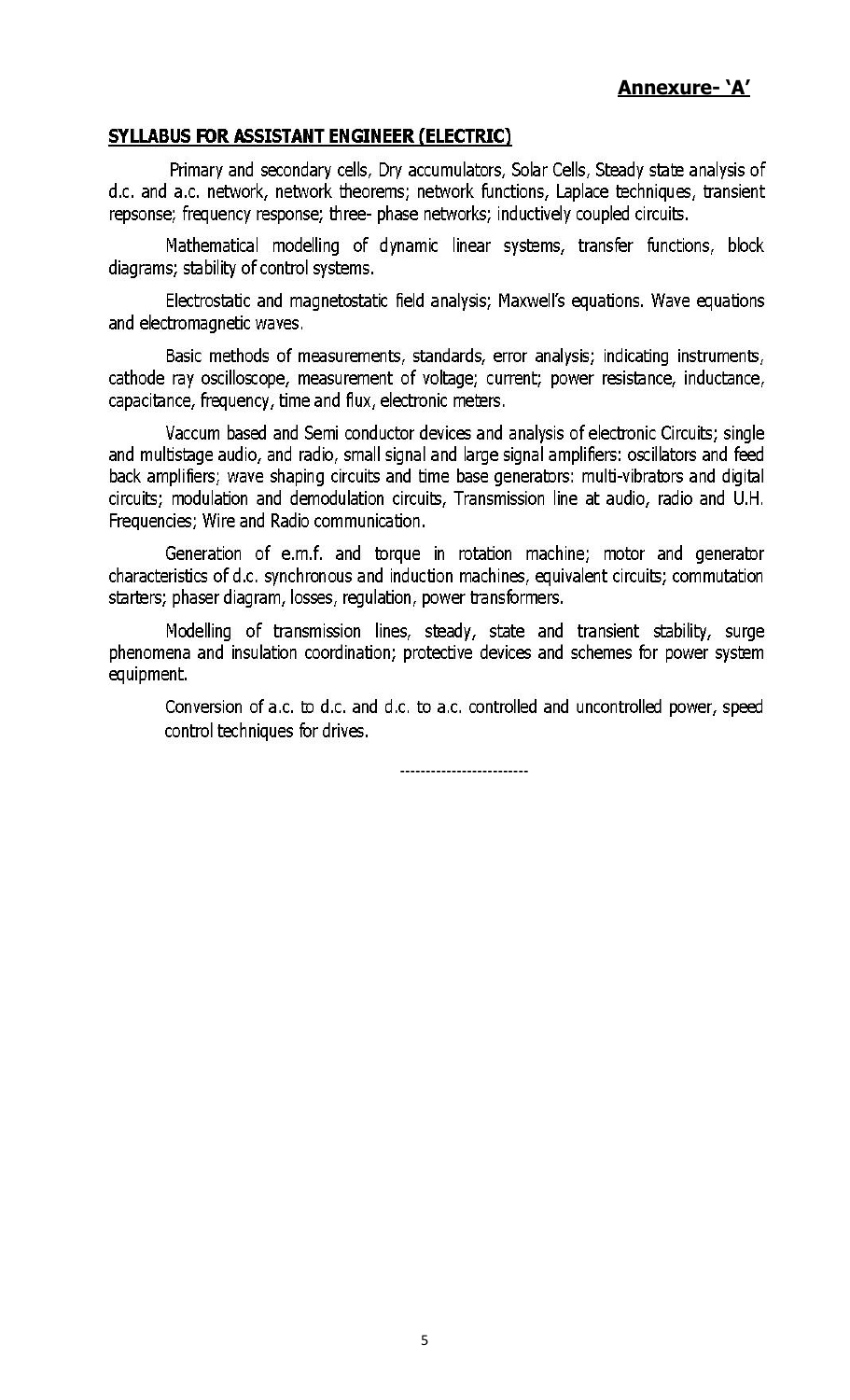**Annexure- 'A'**

## SYLLABUS FOR ASSISTANT ENGINEER (ELECTRIC)

Primary and secondary cells, Dry accumulators, Solar Cells, Steady state analysis of d.c. and a.c. network, network theorems; network functions, Laplace techniques, transient repsonse; frequency response; three- phase networks; inductively coupled circuits.

Mathematical modelling of dynamic linear systems, transfer functions, block diagrams; stability of control systems.

Electrostatic and magnetostatic field analysis; Maxwell's equations. Wave equations and electromagnetic waves.

Basic methods of measurements, standards, error analysis; indicating instruments, cathode ray oscilloscope, measurement of voltage; current; power resistance, inductance, capacitance, frequency, time and flux, electronic meters.

Vaccum based and Semi conductor devices and analysis of electronic Circuits; single and multistage audio, and radio, small signal and large signal amplifiers: oscillators and feed back amplifiers; wave shaping circuits and time base generators: multi-vibrators and digital circuits; modulation and demodulation circuits, Transmission line at audio, radio and U.H. Frequencies; Wire and Radio communication.

Generation of e.m.f. and torque in rotation machine; motor and generator characteristics of d.c. synchronous and induction machines, equivalent circuits; commutation starters; phaser diagram, losses, regulation, power transformers.

Modelling of transmission lines, steady, state and transient stability, surge phenomena and insulation coordination; protective devices and schemes for power system equipment.

Conversion of a.c. to d.c. and d.c. to a.c. controlled and uncontrolled power, speed control techniques for drives.

-------------------------